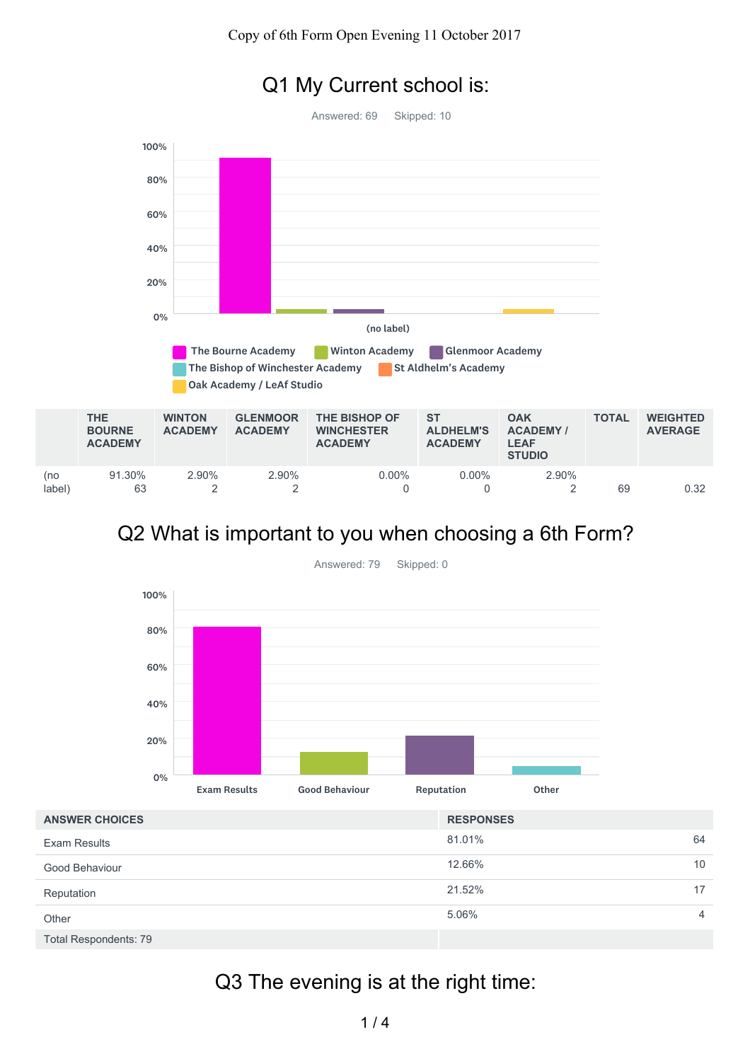# Copy of 6th Form Open Evening 11 October 2017

## Q1 My Current school is:

Answered: 69 Skipped: 10

| | THE BOURNE ACADEMY | WINTON ACADEMY | GLENMOOR ACADEMY | THE BISHOP OF WINCHESTER ACADEMY | ST ALDHELM'S ACADEMY | OAK ACADEMY / LEAF STUDIO | TOTAL | WEIGHTED AVERAGE |
|---|---|---|---|---|---|---|---|---|
| (no label) | 91.30%<br>63 | 2.90%<br>2 | 2.90%<br>2 | 0.00%<br>0 | 0.00%<br>0 | 2.90%<br>2 | 69 | 0.32 |

## Q2 What is important to you when choosing a 6th Form?

Answered: 79 Skipped: 0

| ANSWER CHOICES | RESPONSES | |
|---|---|---|
| Exam Results | 81.01% | 64 |
| Good Behaviour | 12.66% | 10 |
| Reputation | 21.52% | 17 |
| Other | 5.06% | 4 |
| Total Respondents: 79 | | |

## Q3 The evening is at the right time: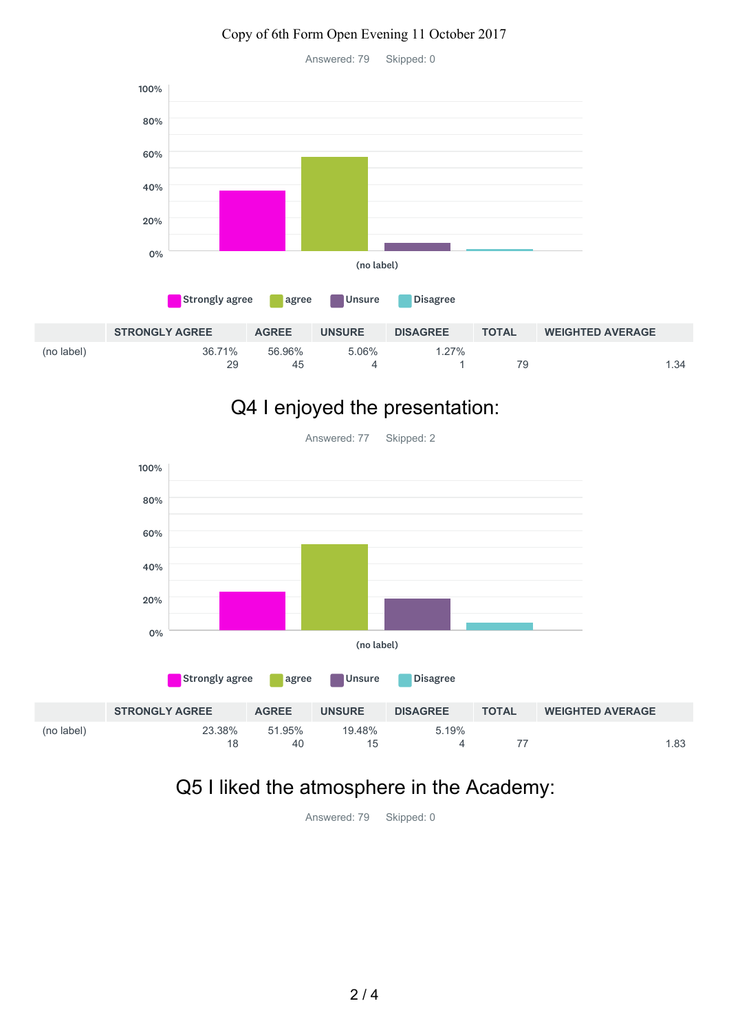Copy of 6th Form Open Evening 11 October 2017

Answered: 79 Skipped: 0

|  | STRONGLY AGREE | AGREE | UNSURE | DISAGREE | TOTAL | WEIGHTED AVERAGE |
|---|---|---|---|---|---|---|
| (no label) | 36.71% 29 | 56.96% 45 | 5.06% 4 | 1.27% 1 | 79 | 1.34 |

## Q4 I enjoyed the presentation:

Answered: 77 Skipped: 2

|  | STRONGLY AGREE | AGREE | UNSURE | DISAGREE | TOTAL | WEIGHTED AVERAGE |
|---|---|---|---|---|---|---|
| (no label) | 23.38% 18 | 51.95% 40 | 19.48% 15 | 5.19% 4 | 77 | 1.83 |

## Q5 I liked the atmosphere in the Academy:

Answered: 79 Skipped: 0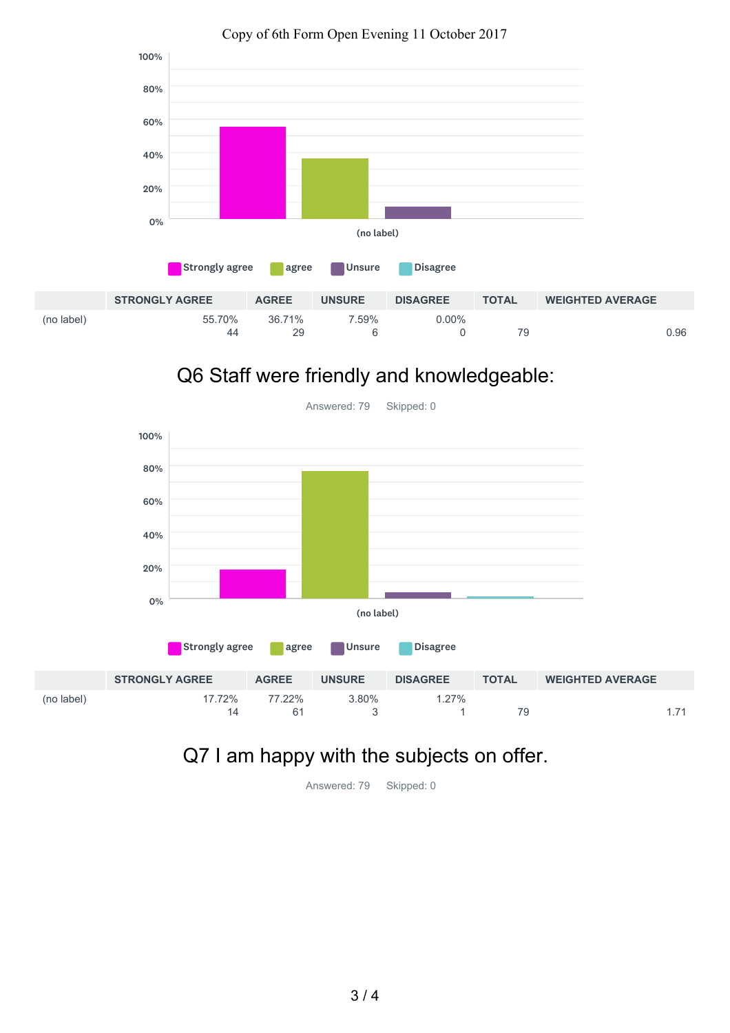Copy of 6th Form Open Evening 11 October 2017

| | STRONGLY AGREE | AGREE | UNSURE | DISAGREE | TOTAL | WEIGHTED AVERAGE |
|---|---|---|---|---|---|---|
| (no label) | 55.70%<br>44 | 36.71%<br>29 | 7.59%<br>6 | 0.00%<br>0 | 79 | 0.96 |

## Q6 Staff were friendly and knowledgeable:

Answered: 79 Skipped: 0

| | STRONGLY AGREE | AGREE | UNSURE | DISAGREE | TOTAL | WEIGHTED AVERAGE |
|---|---|---|---|---|---|---|
| (no label) | 17.72%<br>14 | 77.22%<br>61 | 3.80%<br>3 | 1.27%<br>1 | 79 | 1.71 |

## Q7 I am happy with the subjects on offer.

Answered: 79 Skipped: 0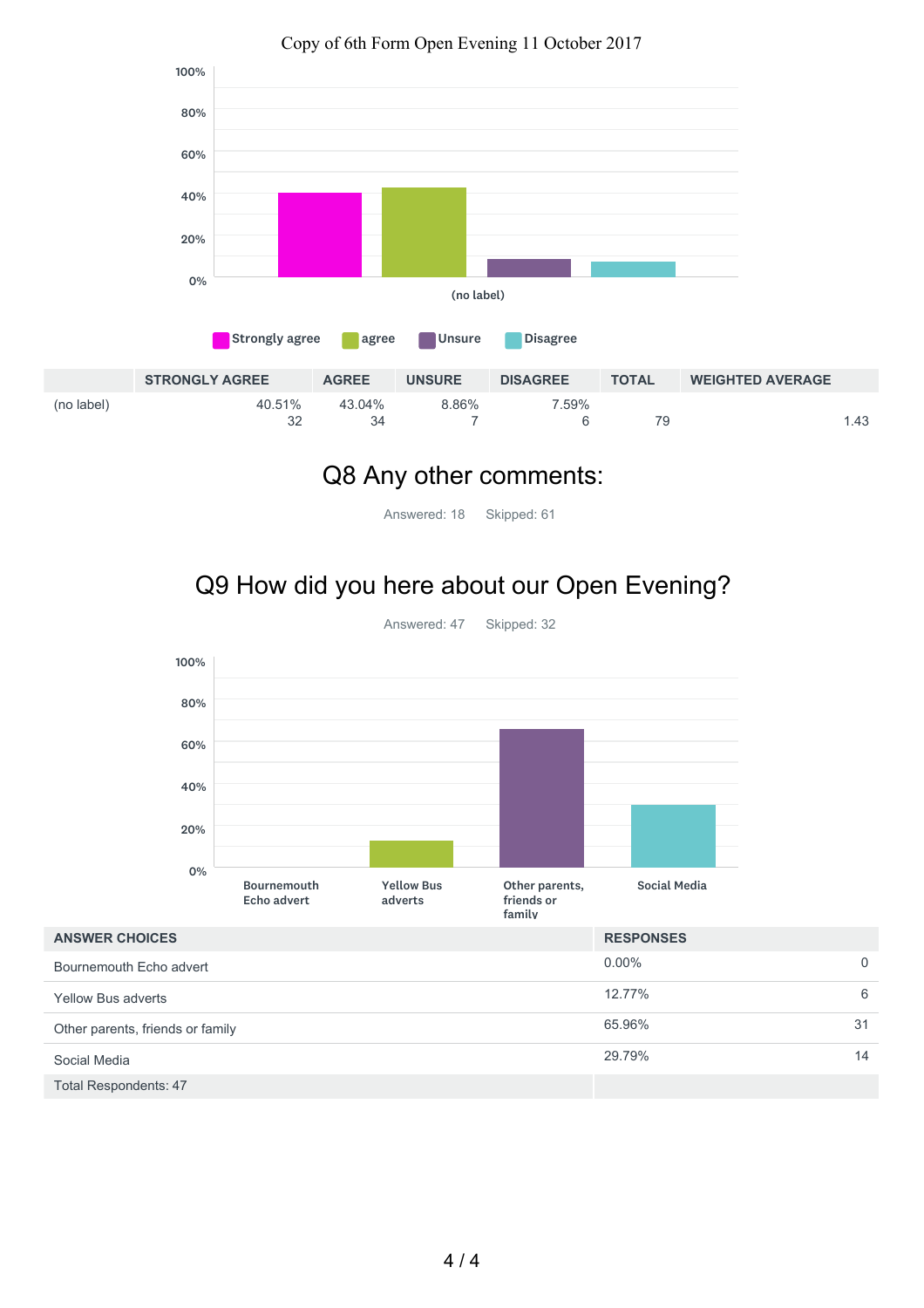Copy of 6th Form Open Evening 11 October 2017

100%
80%
60%
40%
20%
0%

(no label)

Strongly agree
agree
Unsure
Disagree

| | STRONGLY AGREE | AGREE | UNSURE | DISAGREE | TOTAL | WEIGHTED AVERAGE |
|---|---|---|---|---|---|---|
| (no label) | 40.51%<br>32 | 43.04%<br>34 | 8.86%<br>7 | 7.59%<br>6 | 79 | 1.43 |

## Q8 Any other comments:

Answered: 18 Skipped: 61

## Q9 How did you here about our Open Evening?

Answered: 47 Skipped: 32

100%
80%
60%
40%
20%
0%

Bournemouth Echo advert
Yellow Bus adverts
Other parents, friends or family
Social Media

| ANSWER CHOICES | RESPONSES | |
|---|---|---|
| Bournemouth Echo advert | 0.00% | 0 |
| Yellow Bus adverts | 12.77% | 6 |
| Other parents, friends or family | 65.96% | 31 |
| Social Media | 29.79% | 14 |
| Total Respondents: 47 | | |